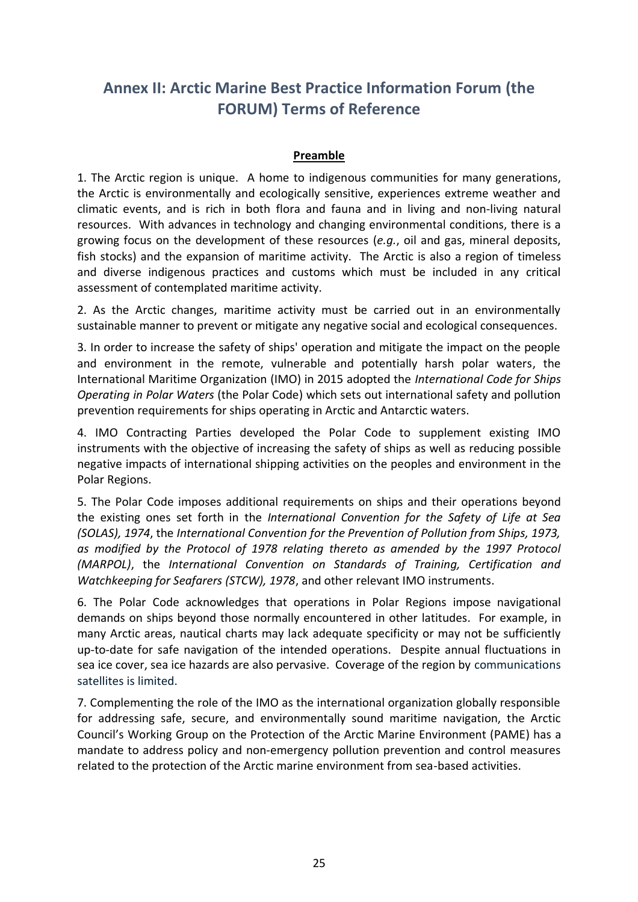## Annex II: Arctic Marine Best Practice Information Forum (the FORUM) Terms of Reference

**Preamble**

1. The Arctic region is unique. A home to indigenous communities for many generations, the Arctic is environmentally and ecologically sensitive, experiences extreme weather and climatic events, and is rich in both flora and fauna and in living and non-living natural resources. With advances in technology and changing environmental conditions, there is a growing focus on the development of these resources (*e.g.*, oil and gas, mineral deposits, fish stocks) and the expansion of maritime activity. The Arctic is also a region of timeless and diverse indigenous practices and customs which must be included in any critical assessment of contemplated maritime activity.

2. As the Arctic changes, maritime activity must be carried out in an environmentally sustainable manner to prevent or mitigate any negative social and ecological consequences.

3. In order to increase the safety of ships' operation and mitigate the impact on the people and environment in the remote, vulnerable and potentially harsh polar waters, the International Maritime Organization (IMO) in 2015 adopted the *International Code for Ships Operating in Polar Waters* (the Polar Code) which sets out international safety and pollution prevention requirements for ships operating in Arctic and Antarctic waters.

4. IMO Contracting Parties developed the Polar Code to supplement existing IMO instruments with the objective of increasing the safety of ships as well as reducing possible negative impacts of international shipping activities on the peoples and environment in the Polar Regions.

5. The Polar Code imposes additional requirements on ships and their operations beyond the existing ones set forth in the *International Convention for the Safety of Life at Sea (SOLAS), 1974*, the *International Convention for the Prevention of Pollution from Ships, 1973, as modified by the Protocol of 1978 relating thereto as amended by the 1997 Protocol (MARPOL)*, the *International Convention on Standards of Training, Certification and Watchkeeping for Seafarers (STCW), 1978*, and other relevant IMO instruments.

6. The Polar Code acknowledges that operations in Polar Regions impose navigational demands on ships beyond those normally encountered in other latitudes. For example, in many Arctic areas, nautical charts may lack adequate specificity or may not be sufficiently up-to-date for safe navigation of the intended operations. Despite annual fluctuations in sea ice cover, sea ice hazards are also pervasive. Coverage of the region by communications satellites is limited.

7. Complementing the role of the IMO as the international organization globally responsible for addressing safe, secure, and environmentally sound maritime navigation, the Arctic Council's Working Group on the Protection of the Arctic Marine Environment (PAME) has a mandate to address policy and non-emergency pollution prevention and control measures related to the protection of the Arctic marine environment from sea-based activities.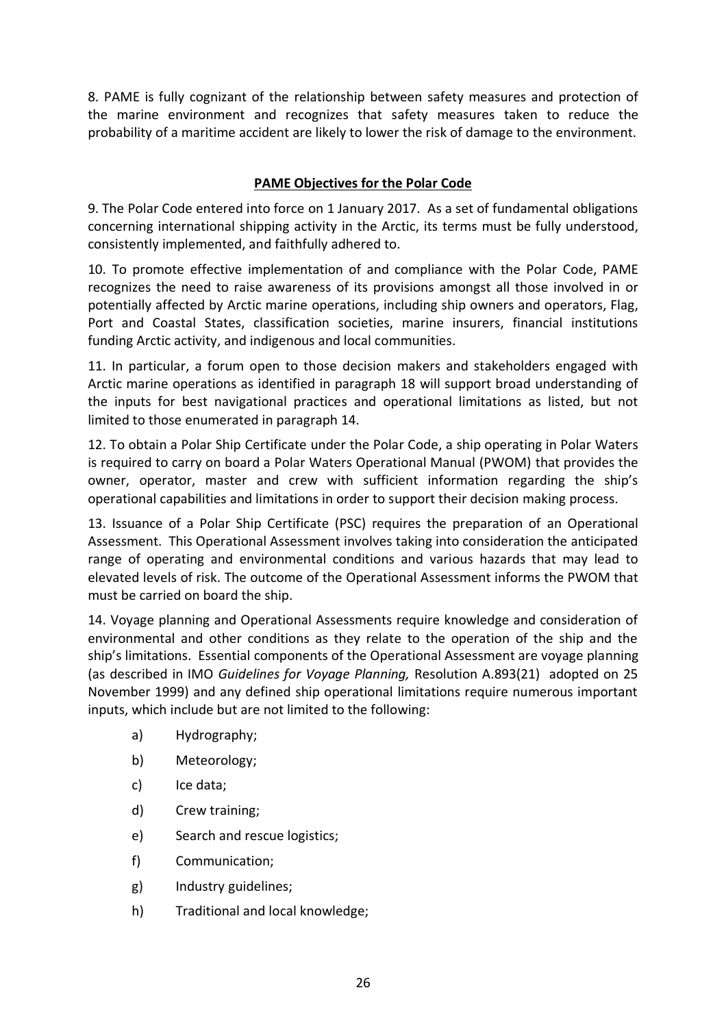8. PAME is fully cognizant of the relationship between safety measures and protection of the marine environment and recognizes that safety measures taken to reduce the probability of a maritime accident are likely to lower the risk of damage to the environment.

## PAME Objectives for the Polar Code

9. The Polar Code entered into force on 1 January 2017. As a set of fundamental obligations concerning international shipping activity in the Arctic, its terms must be fully understood, consistently implemented, and faithfully adhered to.

10. To promote effective implementation of and compliance with the Polar Code, PAME recognizes the need to raise awareness of its provisions amongst all those involved in or potentially affected by Arctic marine operations, including ship owners and operators, Flag, Port and Coastal States, classification societies, marine insurers, financial institutions funding Arctic activity, and indigenous and local communities.

11. In particular, a forum open to those decision makers and stakeholders engaged with Arctic marine operations as identified in paragraph 18 will support broad understanding of the inputs for best navigational practices and operational limitations as listed, but not limited to those enumerated in paragraph 14.

12. To obtain a Polar Ship Certificate under the Polar Code, a ship operating in Polar Waters is required to carry on board a Polar Waters Operational Manual (PWOM) that provides the owner, operator, master and crew with sufficient information regarding the ship's operational capabilities and limitations in order to support their decision making process.

13. Issuance of a Polar Ship Certificate (PSC) requires the preparation of an Operational Assessment. This Operational Assessment involves taking into consideration the anticipated range of operating and environmental conditions and various hazards that may lead to elevated levels of risk. The outcome of the Operational Assessment informs the PWOM that must be carried on board the ship.

14. Voyage planning and Operational Assessments require knowledge and consideration of environmental and other conditions as they relate to the operation of the ship and the ship's limitations. Essential components of the Operational Assessment are voyage planning (as described in IMO *Guidelines for Voyage Planning,* Resolution A.893(21) adopted on 25 November 1999) and any defined ship operational limitations require numerous important inputs, which include but are not limited to the following:

a) Hydrography;

b) Meteorology;

c) Ice data;

d) Crew training;

e) Search and rescue logistics;

f) Communication;

g) Industry guidelines;

h) Traditional and local knowledge;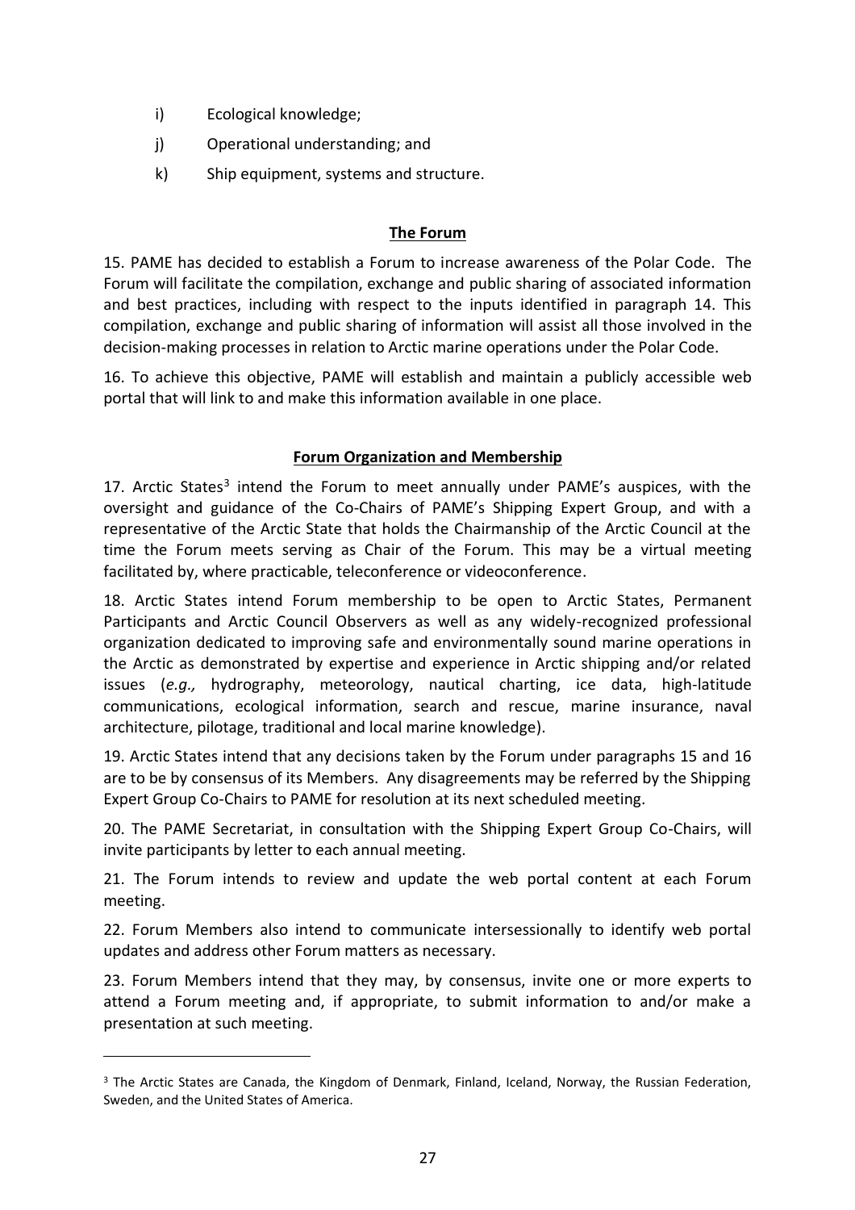i) Ecological knowledge;

j) Operational understanding; and

k) Ship equipment, systems and structure.

## The Forum

15. PAME has decided to establish a Forum to increase awareness of the Polar Code. The Forum will facilitate the compilation, exchange and public sharing of associated information and best practices, including with respect to the inputs identified in paragraph 14. This compilation, exchange and public sharing of information will assist all those involved in the decision-making processes in relation to Arctic marine operations under the Polar Code.

16. To achieve this objective, PAME will establish and maintain a publicly accessible web portal that will link to and make this information available in one place.

## Forum Organization and Membership

17. Arctic States[3] intend the Forum to meet annually under PAME's auspices, with the oversight and guidance of the Co-Chairs of PAME's Shipping Expert Group, and with a representative of the Arctic State that holds the Chairmanship of the Arctic Council at the time the Forum meets serving as Chair of the Forum. This may be a virtual meeting facilitated by, where practicable, teleconference or videoconference.

18. Arctic States intend Forum membership to be open to Arctic States, Permanent Participants and Arctic Council Observers as well as any widely-recognized professional organization dedicated to improving safe and environmentally sound marine operations in the Arctic as demonstrated by expertise and experience in Arctic shipping and/or related issues (*e.g.,* hydrography, meteorology, nautical charting, ice data, high-latitude communications, ecological information, search and rescue, marine insurance, naval architecture, pilotage, traditional and local marine knowledge).

19. Arctic States intend that any decisions taken by the Forum under paragraphs 15 and 16 are to be by consensus of its Members. Any disagreements may be referred by the Shipping Expert Group Co-Chairs to PAME for resolution at its next scheduled meeting.

20. The PAME Secretariat, in consultation with the Shipping Expert Group Co-Chairs, will invite participants by letter to each annual meeting.

21. The Forum intends to review and update the web portal content at each Forum meeting.

22. Forum Members also intend to communicate intersessionally to identify web portal updates and address other Forum matters as necessary.

23. Forum Members intend that they may, by consensus, invite one or more experts to attend a Forum meeting and, if appropriate, to submit information to and/or make a presentation at such meeting.

[3] The Arctic States are Canada, the Kingdom of Denmark, Finland, Iceland, Norway, the Russian Federation, Sweden, and the United States of America.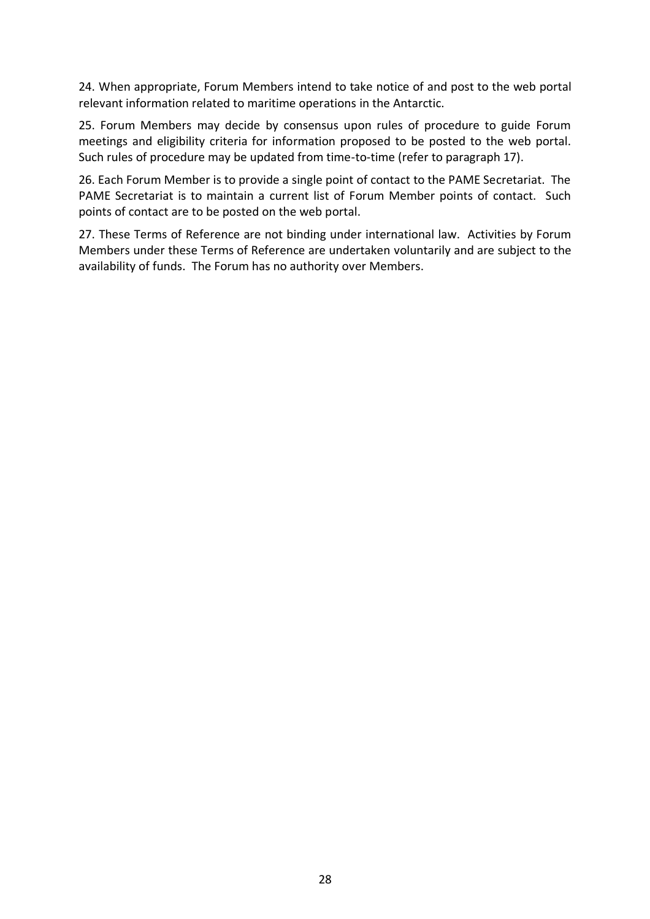24. When appropriate, Forum Members intend to take notice of and post to the web portal relevant information related to maritime operations in the Antarctic.

25. Forum Members may decide by consensus upon rules of procedure to guide Forum meetings and eligibility criteria for information proposed to be posted to the web portal. Such rules of procedure may be updated from time-to-time (refer to paragraph 17).

26. Each Forum Member is to provide a single point of contact to the PAME Secretariat. The PAME Secretariat is to maintain a current list of Forum Member points of contact. Such points of contact are to be posted on the web portal.

27. These Terms of Reference are not binding under international law. Activities by Forum Members under these Terms of Reference are undertaken voluntarily and are subject to the availability of funds. The Forum has no authority over Members.